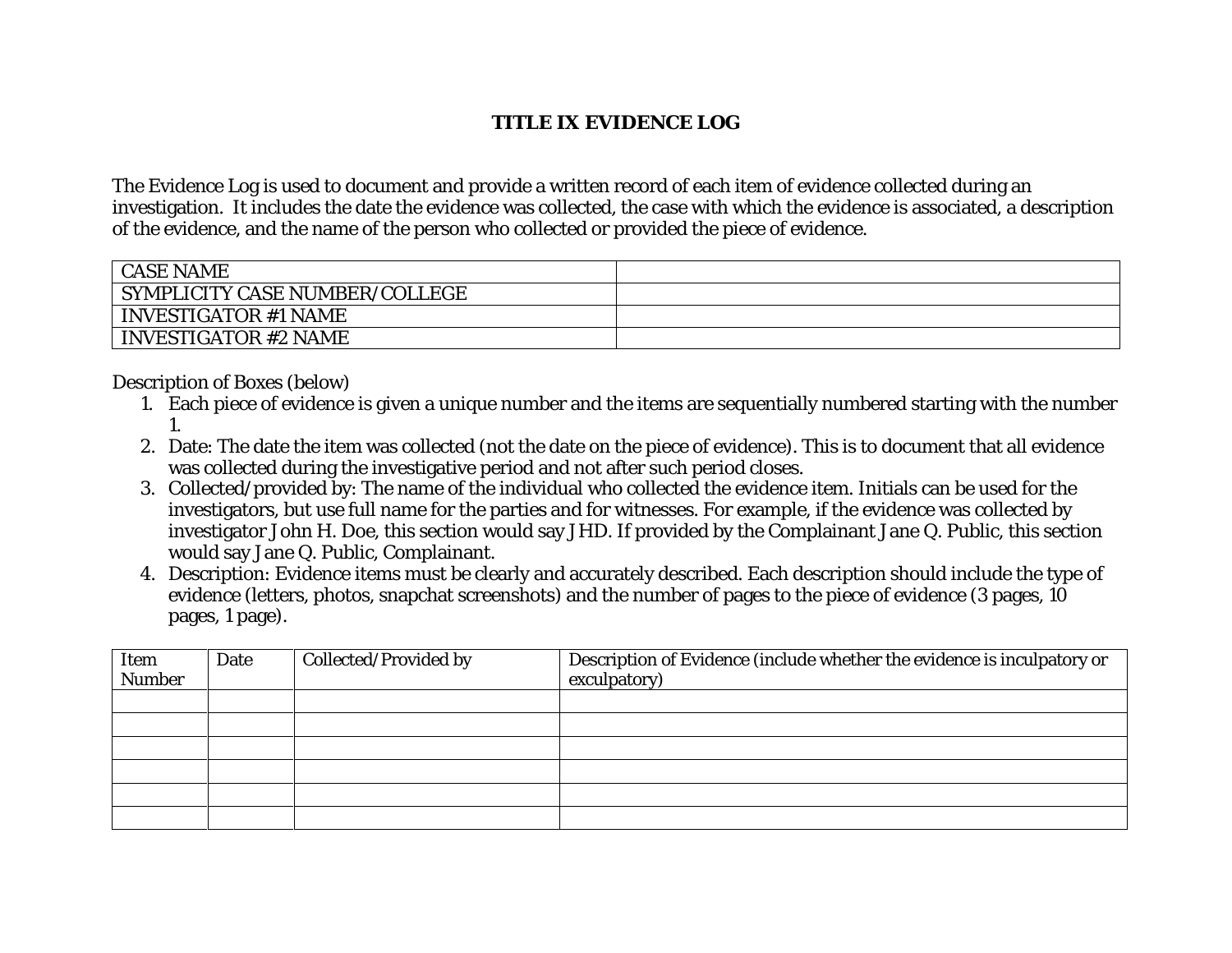# TITLE IX EVIDENCE LOG

The Evidence Log is used to document and provide a written record of each item of evidence collected during an investigation. It includes the date the evidence was collected, the case with which the evidence is associated, a description of the evidence, and the name of the person who collected or provided the piece of evidence.

| CASE NAME | |
|---|---|
| SYMPLICITY CASE NUMBER/COLLEGE | |
| INVESTIGATOR #1 NAME | |
| INVESTIGATOR #2 NAME | |

Description of Boxes (below)

1. Each piece of evidence is given a unique number and the items are sequentially numbered starting with the number 1.
2. Date: The date the item was collected (not the date on the piece of evidence). This is to document that all evidence was collected during the investigative period and not after such period closes.
3. Collected/provided by: The name of the individual who collected the evidence item. Initials can be used for the investigators, but use full name for the parties and for witnesses. For example, if the evidence was collected by investigator John H. Doe, this section would say JHD. If provided by the Complainant Jane Q. Public, this section would say Jane Q. Public, Complainant.
4. Description: Evidence items must be clearly and accurately described. Each description should include the type of evidence (letters, photos, snapchat screenshots) and the number of pages to the piece of evidence (3 pages, 10 pages, 1 page).

| Item Number | Date | Collected/Provided by | Description of Evidence (include whether the evidence is inculpatory or exculpatory) |
|---|---|---|---|
| | | | |
| | | | |
| | | | |
| | | | |
| | | | |
| | | | |